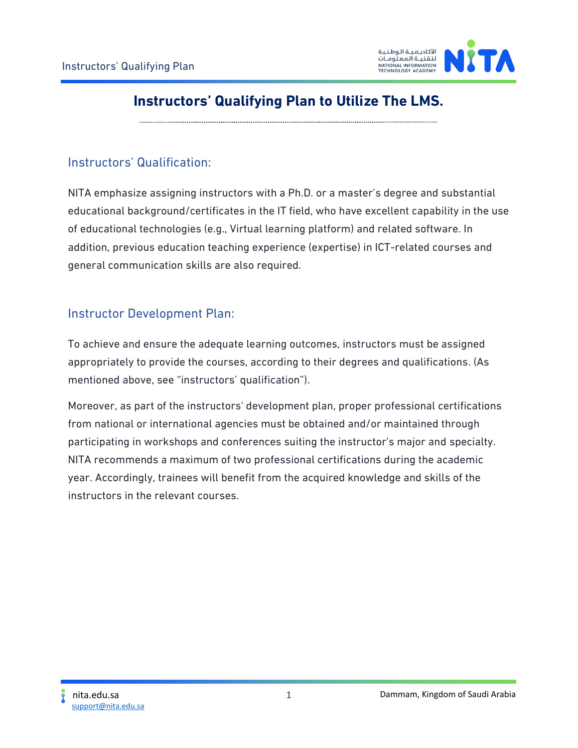# Instructors’ Qualifying Plan to Utilize The LMS.

## Instructors’ Qualification:

NITA emphasize assigning instructors with a Ph.D. or a master’s degree and substantial educational background/certificates in the IT field, who have excellent capability in the use of educational technologies (e.g., Virtual learning platform) and related software. In addition, previous education teaching experience (expertise) in ICT-related courses and general communication skills are also required.

## Instructor Development Plan:

To achieve and ensure the adequate learning outcomes, instructors must be assigned appropriately to provide the courses, according to their degrees and qualifications. (As mentioned above, see “instructors’ qualification”).

Moreover, as part of the instructors' development plan, proper professional certifications from national or international agencies must be obtained and/or maintained through participating in workshops and conferences suiting the instructor's major and specialty. NITA recommends a maximum of two professional certifications during the academic year. Accordingly, trainees will benefit from the acquired knowledge and skills of the instructors in the relevant courses.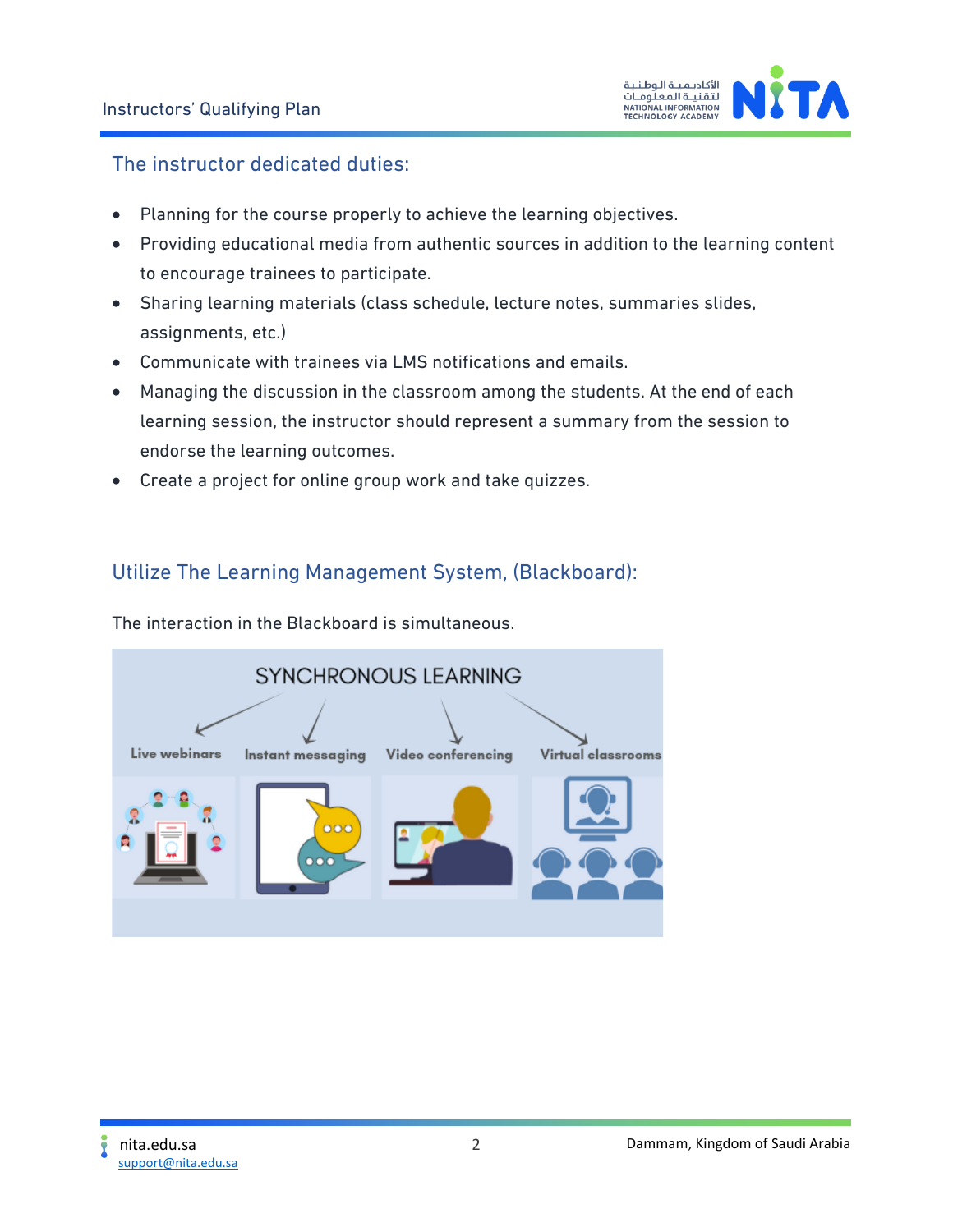## The instructor dedicated duties:

- Planning for the course properly to achieve the learning objectives.
- Providing educational media from authentic sources in addition to the learning content to encourage trainees to participate.
- Sharing learning materials (class schedule, lecture notes, summaries slides, assignments, etc.)
- Communicate with trainees via LMS notifications and emails.
- Managing the discussion in the classroom among the students. At the end of each learning session, the instructor should represent a summary from the session to endorse the learning outcomes.
- Create a project for online group work and take quizzes.

## Utilize The Learning Management System, (Blackboard):

The interaction in the Blackboard is simultaneous.

SYNCHRONOUS LEARNING

Live webinars | Instant messaging | Video conferencing | Virtual classrooms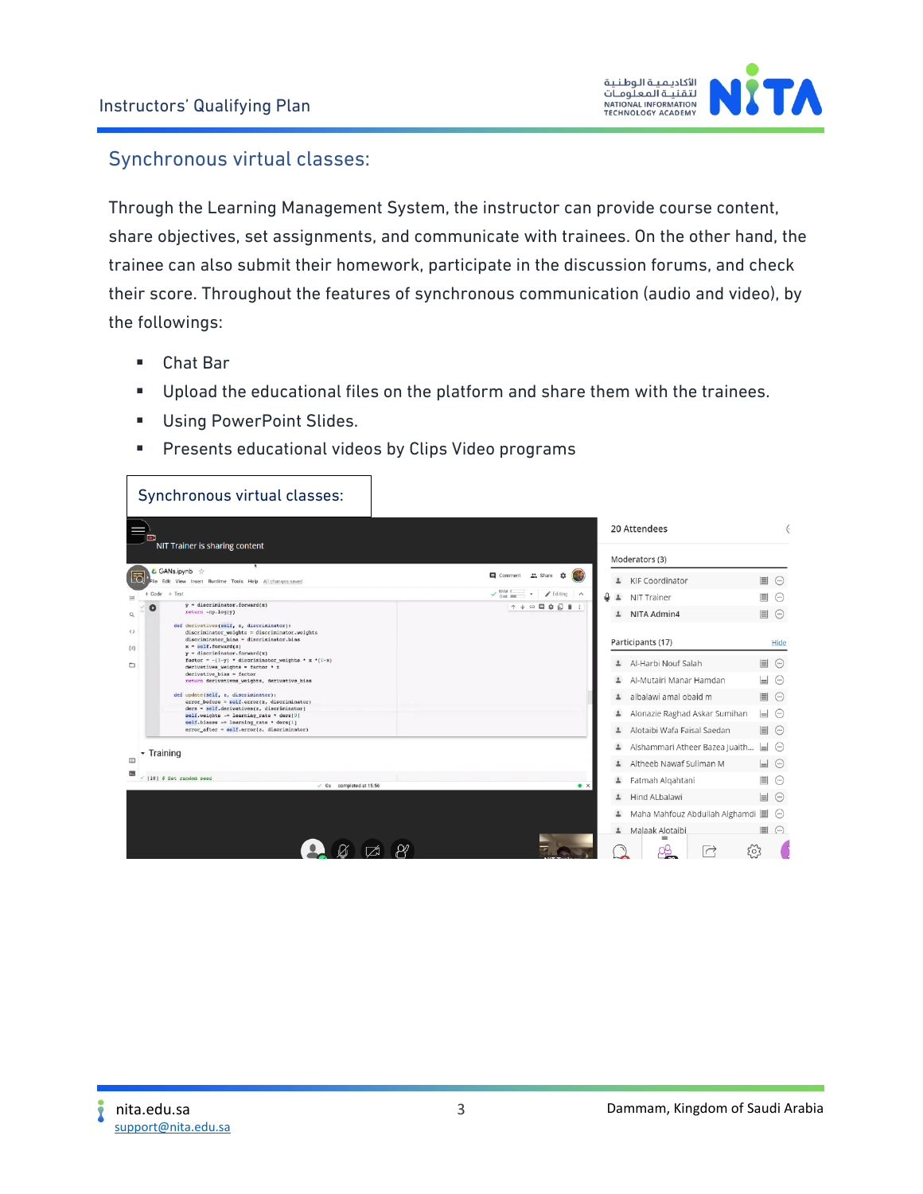## Synchronous virtual classes:

Through the Learning Management System, the instructor can provide course content, share objectives, set assignments, and communicate with trainees. On the other hand, the trainee can also submit their homework, participate in the discussion forums, and check their score. Throughout the features of synchronous communication (audio and video), by the followings:

- Chat Bar
- Upload the educational files on the platform and share them with the trainees.
- Using PowerPoint Slides.
- Presents educational videos by Clips Video programs

Synchronous virtual classes: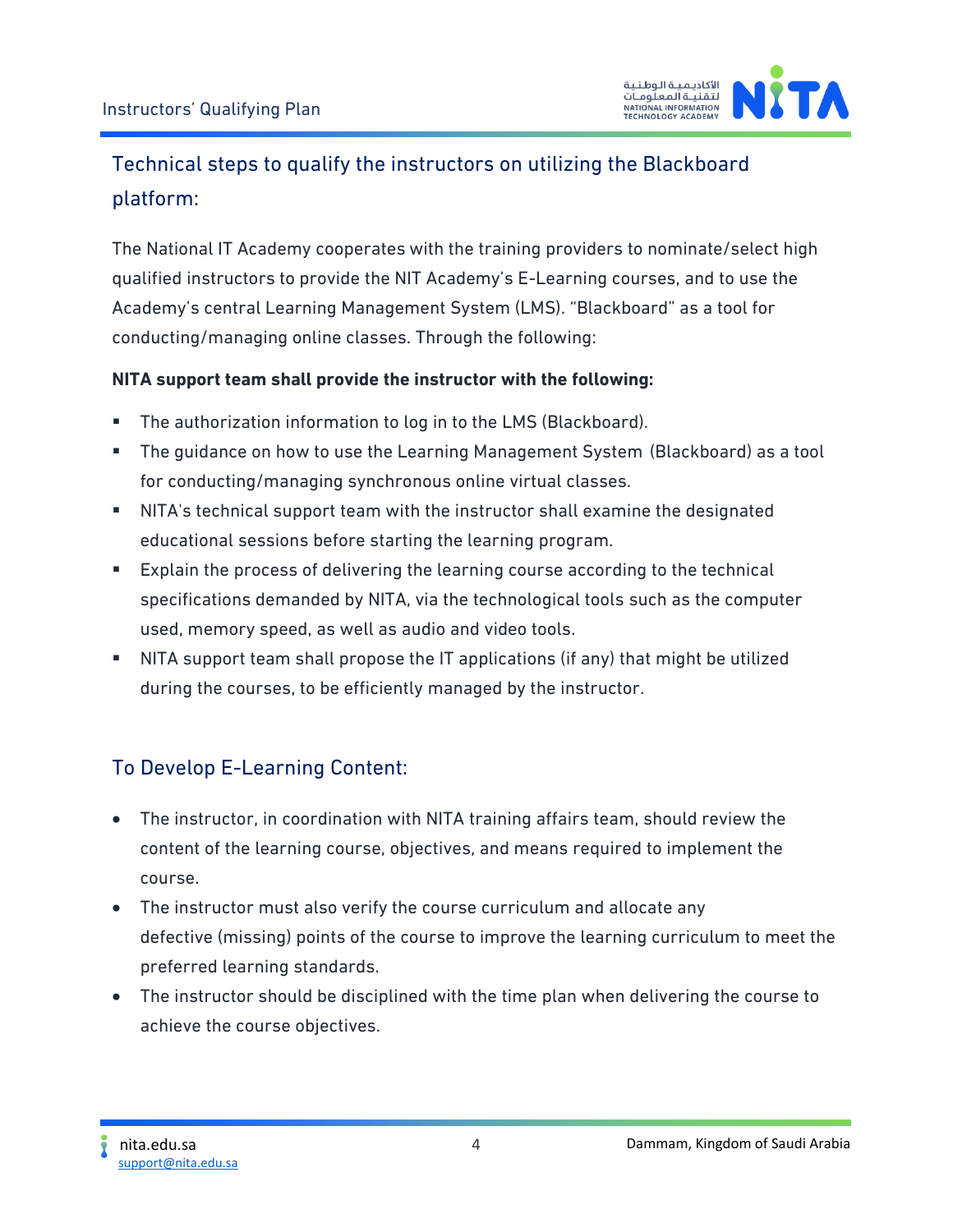## Technical steps to qualify the instructors on utilizing the Blackboard platform:

The National IT Academy cooperates with the training providers to nominate/select high qualified instructors to provide the NIT Academy's E-Learning courses, and to use the Academy's central Learning Management System (LMS). "Blackboard" as a tool for conducting/managing online classes. Through the following:

**NITA support team shall provide the instructor with the following:**

- The authorization information to log in to the LMS (Blackboard).
- The guidance on how to use the Learning Management System (Blackboard) as a tool for conducting/managing synchronous online virtual classes.
- NITA's technical support team with the instructor shall examine the designated educational sessions before starting the learning program.
- Explain the process of delivering the learning course according to the technical specifications demanded by NITA, via the technological tools such as the computer used, memory speed, as well as audio and video tools.
- NITA support team shall propose the IT applications (if any) that might be utilized during the courses, to be efficiently managed by the instructor.

## To Develop E-Learning Content:

- The instructor, in coordination with NITA training affairs team, should review the content of the learning course, objectives, and means required to implement the course.
- The instructor must also verify the course curriculum and allocate any defective (missing) points of the course to improve the learning curriculum to meet the preferred learning standards.
- The instructor should be disciplined with the time plan when delivering the course to achieve the course objectives.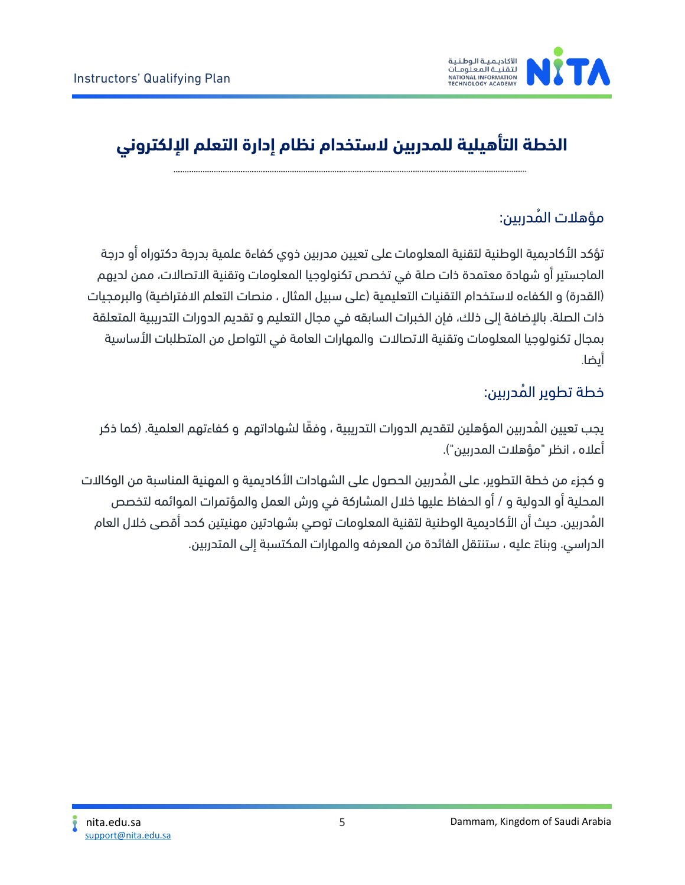# الخطة التأهيلية للمدربين لاستخدام نظام إدارة التعلم الإلكتروني

## مؤهلات المُدربين:

تؤكد الأكاديمية الوطنية لتقنية المعلومات على تعيين مدربين ذوي كفاءة علمية بدرجة دكتوراه أو درجة الماجستير أو شهادة معتمدة ذات صلة في تخصص تكنولوجيا المعلومات وتقنية الاتصالات، ممن لديهم (القدرة) و الكفاءه لاستخدام التقنيات التعليمية (على سبيل المثال ، منصات التعلم الافتراضية) والبرمجيات ذات الصلة. بالإضافة إلى ذلك، فإن الخبرات السابقه في مجال التعليم و تقديم الدورات التدريبية المتعلقة بمجال تكنولوجيا المعلومات وتقنية الاتصالات والمهارات العامة في التواصل من المتطلبات الأساسية أيضا.

## خطة تطوير المُدربين:

يجب تعيين المُدربين المؤهلين لتقديم الدورات التدريبية ، وفقًا لشهاداتهم و كفاءتهم العلمية. (كما ذكر أعلاه ، انظر "مؤهلات المدربين").

و كجزء من خطة التطوير، على المُدربين الحصول على الشهادات الأكاديمية و المهنية المناسبة من الوكالات المحلية أو الدولية و / أو الحفاظ عليها خلال المشاركة في ورش العمل والمؤتمرات الموائمه لتخصص المُدربين. حيث أن الأكاديمية الوطنية لتقنية المعلومات توصي بشهادتين مهنيتين كحد أقصى خلال العام الدراسي. وبناءً عليه ، ستنتقل الفائدة من المعرفه والمهارات المكتسبة إلى المتدربين.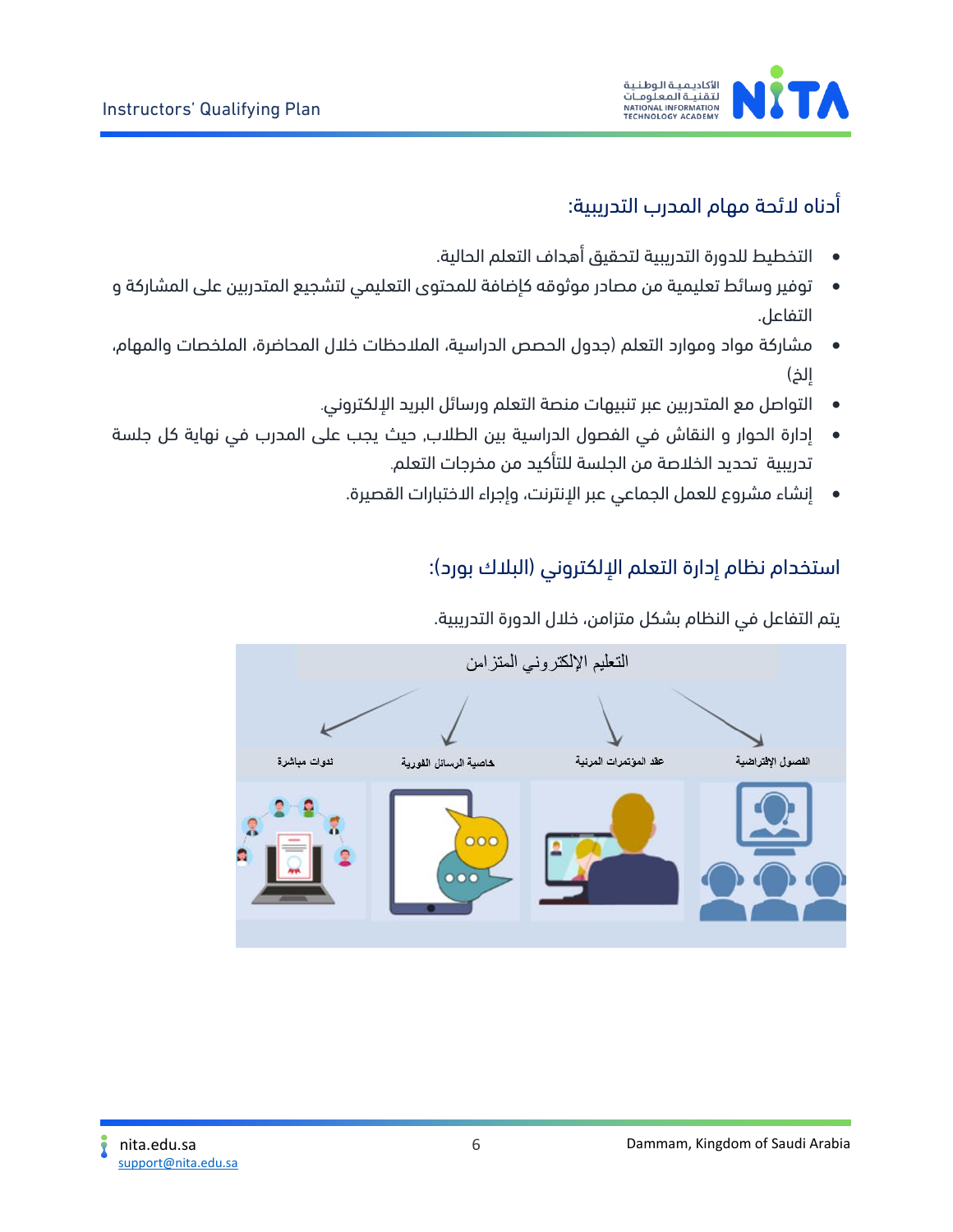## أدناه لائحة مهام المدرب التدريبية:

- التخطيط للدورة التدريبية لتحقيق أهداف التعلم الحالية.
- توفير وسائط تعليمية من مصادر موثوقه كإضافة للمحتوى التعليمي لتشجيع المتدربين على المشاركة و التفاعل.
- مشاركة مواد وموارد التعلم (جدول الحصص الدراسية، الملاحظات خلال المحاضرة، الملخصات والمهام، إلخ)
- التواصل مع المتدربين عبر تنبيهات منصة التعلم ورسائل البريد الإلكتروني.
- إدارة الحوار و النقاش في الفصول الدراسية بين الطلاب, حيث يجب على المدرب في نهاية كل جلسة تدريبية تحديد الخلاصة من الجلسة للتأكيد من مخرجات التعلم.
- إنشاء مشروع للعمل الجماعي عبر الإنترنت، وإجراء الاختبارات القصيرة.

## استخدام نظام إدارة التعلم الإلكتروني (البلاك بورد):

يتم التفاعل في النظام بشكل متزامن، خلال الدورة التدريبية.

التعليم الإلكتروني المتزامن

الفصول الإفتراضية | عقد المؤتمرات المرئية | خاصية الرسائل الفورية | ندوات مباشرة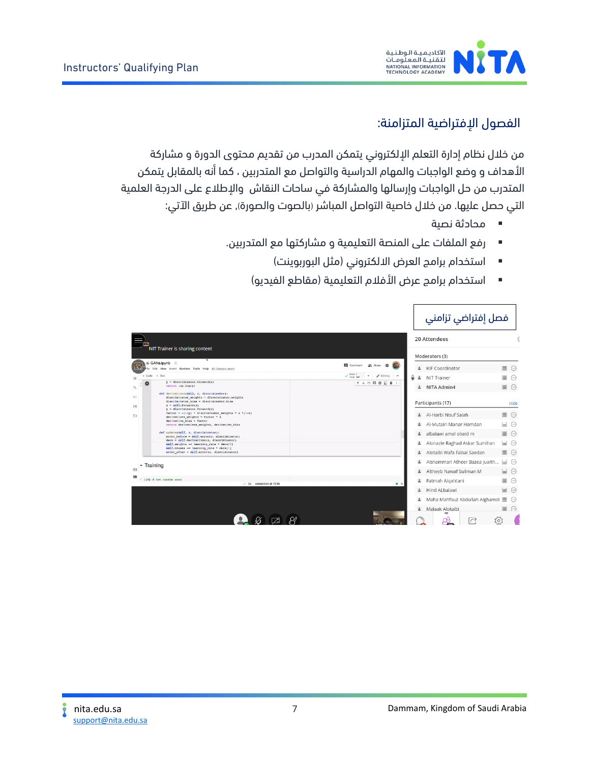## الفصول الإفتراضية المتزامنة:

من خلال نظام إدارة التعلم الإلكتروني يتمكن المدرب من تقديم محتوى الدورة و مشاركة الأهداف و وضع الواجبات والمهام الدراسية والتواصل مع المتدربين ، كما أنه بالمقابل يتمكن المتدرب من حل الواجبات وإرسالها والمشاركة في ساحات النقاش والإطلاع على الدرجة العلمية التي حصل عليها. من خلال خاصية التواصل المباشر (بالصوت والصورة)، عن طريق الآتي:

- محادثة نصية
- رفع الملفات على المنصة التعليمية و مشاركتها مع المتدربين.
- استخدام برامج العرض الالكتروني (مثل البوربوينت)
- استخدام برامج عرض الأفلام التعليمية (مقاطع الفيديو)

فصل إفتراضي تزامني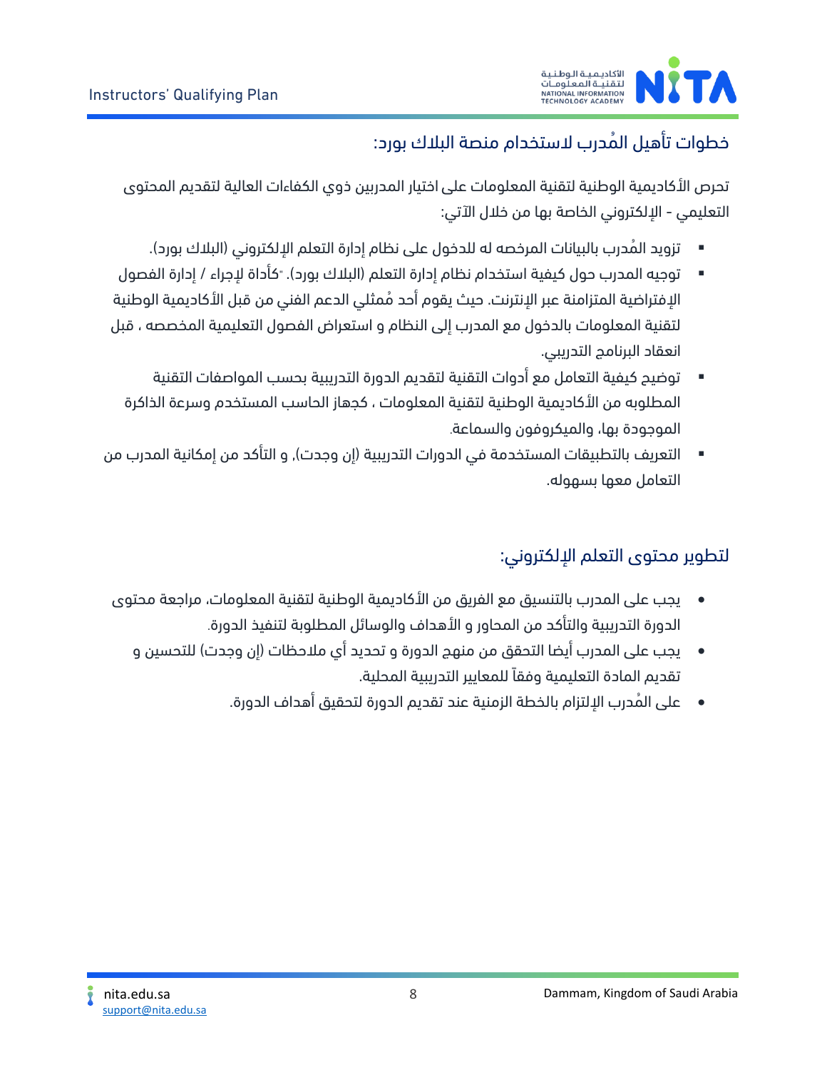## خطوات تأهيل المُدرب لاستخدام منصة البلاك بورد:

تحرص الأكاديمية الوطنية لتقنية المعلومات على اختيار المدربين ذوي الكفاءات العالية لتقديم المحتوى التعليمي - الإلكتروني الخاصة بها من خلال الآتي:

- تزويد المُدرب بالبيانات المرخصه له للدخول على نظام إدارة التعلم الإلكتروني (البلاك بورد).
- توجيه المدرب حول كيفية استخدام نظام إدارة التعلم (البلاك بورد). "كأداة لإجراء / إدارة الفصول الإفتراضية المتزامنة عبر الإنترنت. حيث يقوم أحد مُمثلي الدعم الفني من قبل الأكاديمية الوطنية لتقنية المعلومات بالدخول مع المدرب إلى النظام و استعراض الفصول التعليمية المخصصه ، قبل انعقاد البرنامج التدريبي.
- توضيح كيفية التعامل مع أدوات التقنية لتقديم الدورة التدريبية بحسب المواصفات التقنية المطلوبه من الأكاديمية الوطنية لتقنية المعلومات ، كجهاز الحاسب المستخدم وسرعة الذاكرة الموجودة بها، والميكروفون والسماعة.
- التعريف بالتطبيقات المستخدمة في الدورات التدريبية (إن وجدت), و التأكد من إمكانية المدرب من التعامل معها بسهوله.

## لتطوير محتوى التعلم الإلكتروني:

- يجب على المدرب بالتنسيق مع الفريق من الأكاديمية الوطنية لتقنية المعلومات، مراجعة محتوى الدورة التدريبية والتأكد من المحاور و الأهداف والوسائل المطلوبة لتنفيذ الدورة.
- يجب على المدرب أيضا التحقق من منهج الدورة و تحديد أي ملاحظات (إن وجدت) للتحسين و تقديم المادة التعليمية وفقاً للمعايير التدريبية المحلية.
- على المُدرب الإلتزام بالخطة الزمنية عند تقديم الدورة لتحقيق أهداف الدورة.